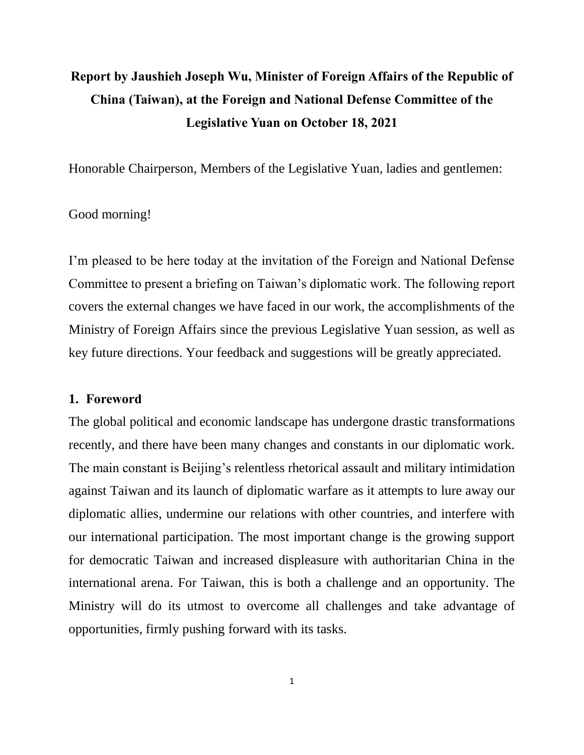# Report by Jaushieh Joseph Wu, Minister of Foreign Affairs of the Republic of China (Taiwan), at the Foreign and National Defense Committee of the Legislative Yuan on October 18, 2021

Honorable Chairperson, Members of the Legislative Yuan, ladies and gentlemen:

Good morning!

I'm pleased to be here today at the invitation of the Foreign and National Defense Committee to present a briefing on Taiwan's diplomatic work. The following report covers the external changes we have faced in our work, the accomplishments of the Ministry of Foreign Affairs since the previous Legislative Yuan session, as well as key future directions. Your feedback and suggestions will be greatly appreciated.

## 1. Foreword

The global political and economic landscape has undergone drastic transformations recently, and there have been many changes and constants in our diplomatic work. The main constant is Beijing's relentless rhetorical assault and military intimidation against Taiwan and its launch of diplomatic warfare as it attempts to lure away our diplomatic allies, undermine our relations with other countries, and interfere with our international participation. The most important change is the growing support for democratic Taiwan and increased displeasure with authoritarian China in the international arena. For Taiwan, this is both a challenge and an opportunity. The Ministry will do its utmost to overcome all challenges and take advantage of opportunities, firmly pushing forward with its tasks.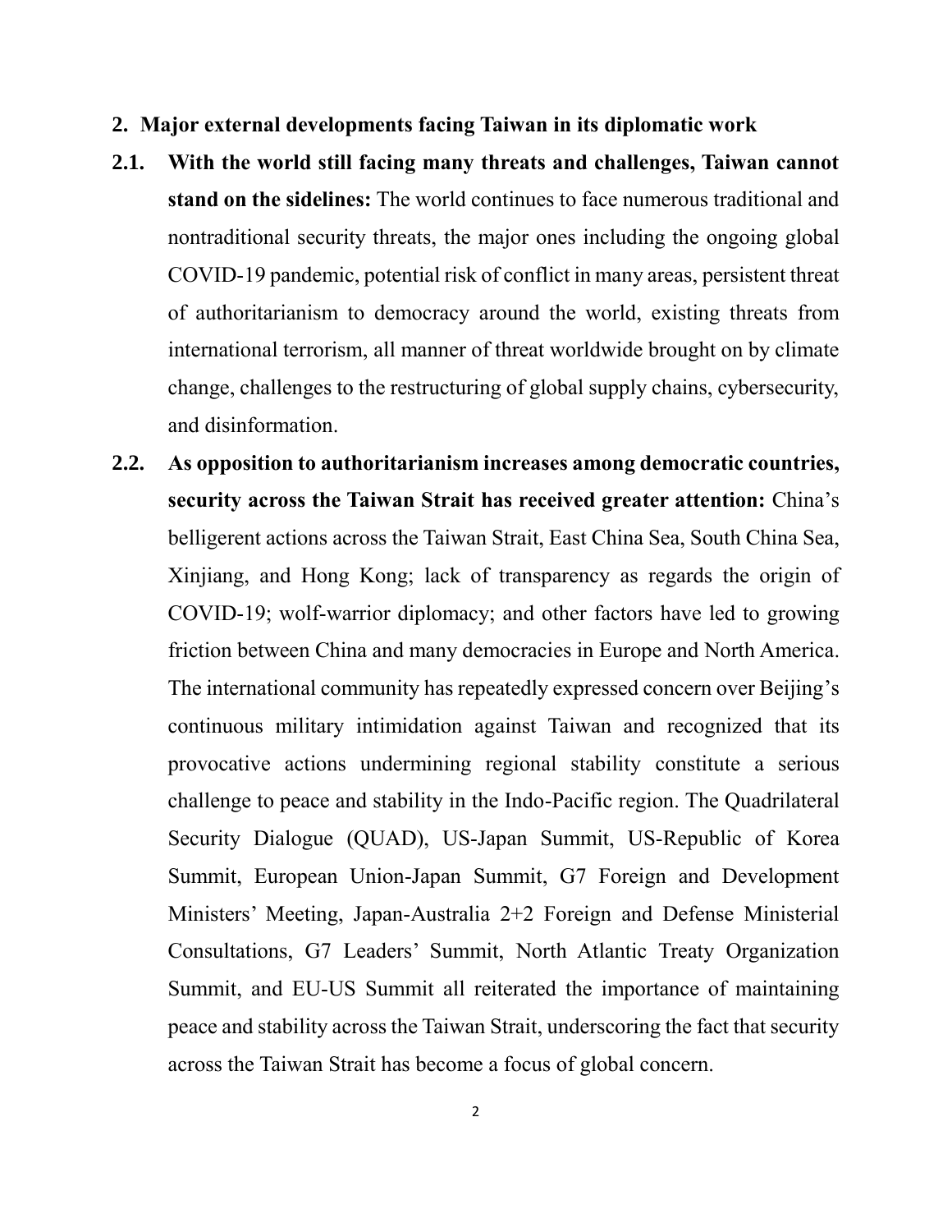## 2. Major external developments facing Taiwan in its diplomatic work

**2.1. With the world still facing many threats and challenges, Taiwan cannot stand on the sidelines:** The world continues to face numerous traditional and nontraditional security threats, the major ones including the ongoing global COVID-19 pandemic, potential risk of conflict in many areas, persistent threat of authoritarianism to democracy around the world, existing threats from international terrorism, all manner of threat worldwide brought on by climate change, challenges to the restructuring of global supply chains, cybersecurity, and disinformation.

**2.2. As opposition to authoritarianism increases among democratic countries, security across the Taiwan Strait has received greater attention:** China's belligerent actions across the Taiwan Strait, East China Sea, South China Sea, Xinjiang, and Hong Kong; lack of transparency as regards the origin of COVID-19; wolf-warrior diplomacy; and other factors have led to growing friction between China and many democracies in Europe and North America. The international community has repeatedly expressed concern over Beijing's continuous military intimidation against Taiwan and recognized that its provocative actions undermining regional stability constitute a serious challenge to peace and stability in the Indo-Pacific region. The Quadrilateral Security Dialogue (QUAD), US-Japan Summit, US-Republic of Korea Summit, European Union-Japan Summit, G7 Foreign and Development Ministers' Meeting, Japan-Australia 2+2 Foreign and Defense Ministerial Consultations, G7 Leaders' Summit, North Atlantic Treaty Organization Summit, and EU-US Summit all reiterated the importance of maintaining peace and stability across the Taiwan Strait, underscoring the fact that security across the Taiwan Strait has become a focus of global concern.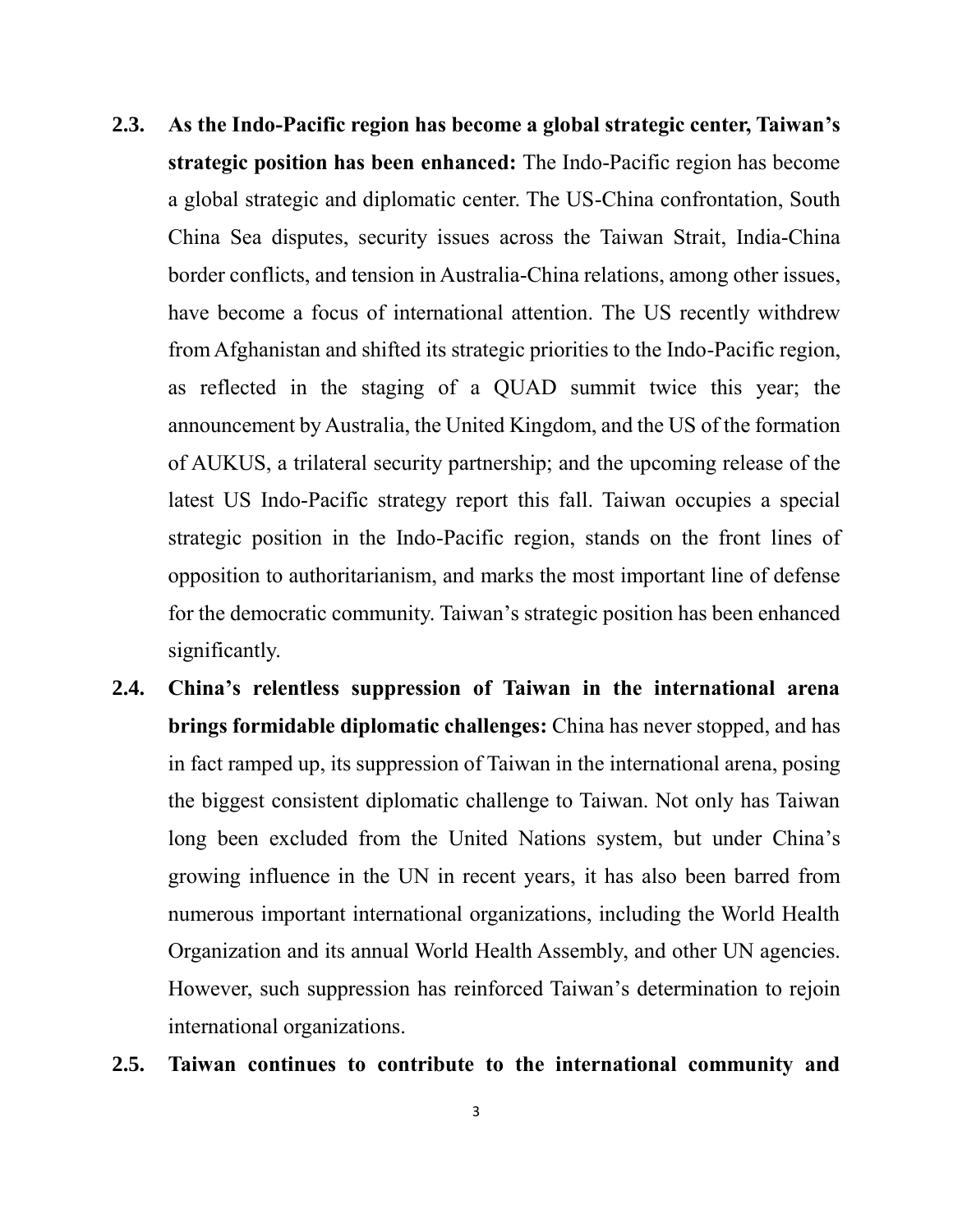2.3. **As the Indo-Pacific region has become a global strategic center, Taiwan's strategic position has been enhanced:** The Indo-Pacific region has become a global strategic and diplomatic center. The US-China confrontation, South China Sea disputes, security issues across the Taiwan Strait, India-China border conflicts, and tension in Australia-China relations, among other issues, have become a focus of international attention. The US recently withdrew from Afghanistan and shifted its strategic priorities to the Indo-Pacific region, as reflected in the staging of a QUAD summit twice this year; the announcement by Australia, the United Kingdom, and the US of the formation of AUKUS, a trilateral security partnership; and the upcoming release of the latest US Indo-Pacific strategy report this fall. Taiwan occupies a special strategic position in the Indo-Pacific region, stands on the front lines of opposition to authoritarianism, and marks the most important line of defense for the democratic community. Taiwan's strategic position has been enhanced significantly.

2.4. **China's relentless suppression of Taiwan in the international arena brings formidable diplomatic challenges:** China has never stopped, and has in fact ramped up, its suppression of Taiwan in the international arena, posing the biggest consistent diplomatic challenge to Taiwan. Not only has Taiwan long been excluded from the United Nations system, but under China's growing influence in the UN in recent years, it has also been barred from numerous important international organizations, including the World Health Organization and its annual World Health Assembly, and other UN agencies. However, such suppression has reinforced Taiwan's determination to rejoin international organizations.

2.5. **Taiwan continues to contribute to the international community and**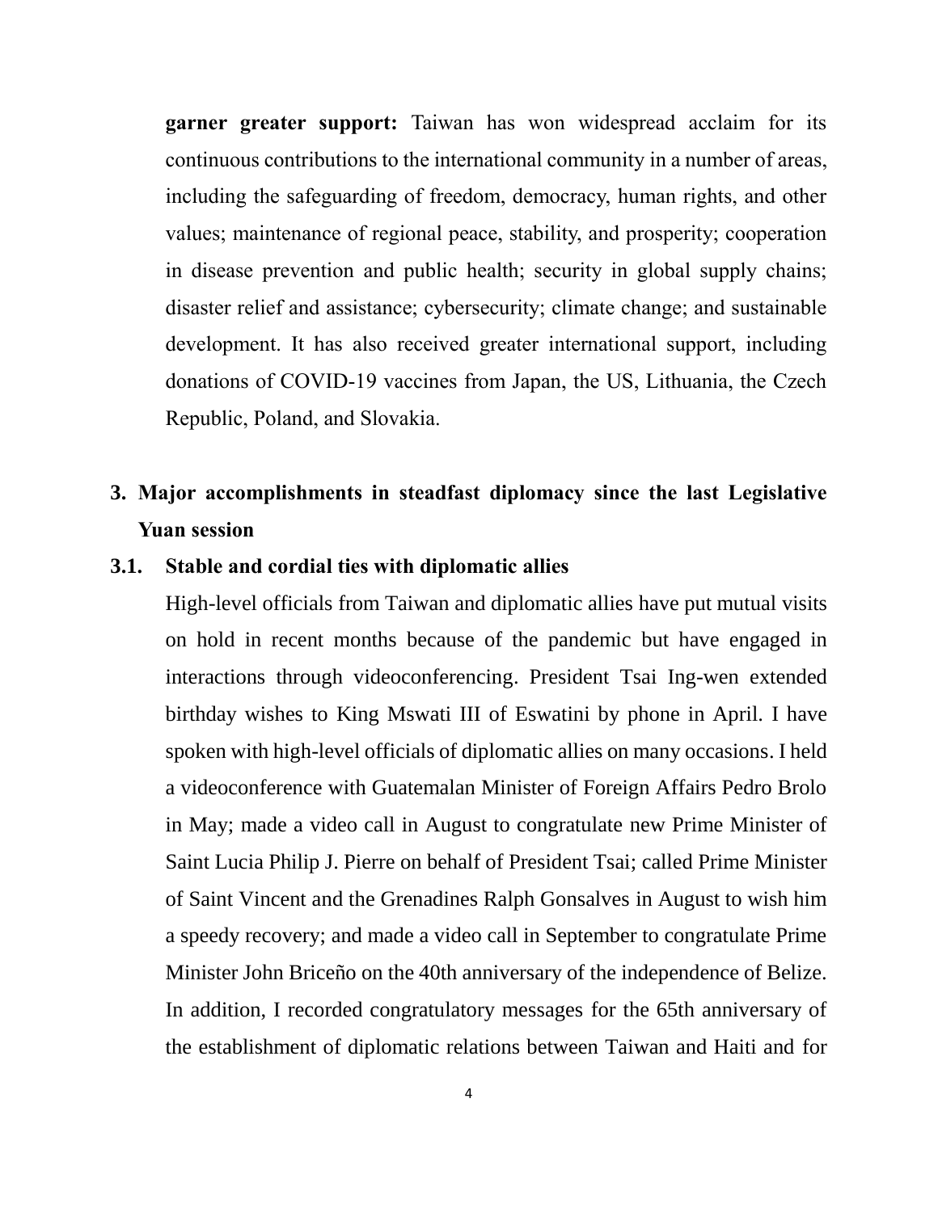**garner greater support:** Taiwan has won widespread acclaim for its continuous contributions to the international community in a number of areas, including the safeguarding of freedom, democracy, human rights, and other values; maintenance of regional peace, stability, and prosperity; cooperation in disease prevention and public health; security in global supply chains; disaster relief and assistance; cybersecurity; climate change; and sustainable development. It has also received greater international support, including donations of COVID-19 vaccines from Japan, the US, Lithuania, the Czech Republic, Poland, and Slovakia.

## 3. Major accomplishments in steadfast diplomacy since the last Legislative Yuan session

### 3.1. Stable and cordial ties with diplomatic allies

High-level officials from Taiwan and diplomatic allies have put mutual visits on hold in recent months because of the pandemic but have engaged in interactions through videoconferencing. President Tsai Ing-wen extended birthday wishes to King Mswati III of Eswatini by phone in April. I have spoken with high-level officials of diplomatic allies on many occasions. I held a videoconference with Guatemalan Minister of Foreign Affairs Pedro Brolo in May; made a video call in August to congratulate new Prime Minister of Saint Lucia Philip J. Pierre on behalf of President Tsai; called Prime Minister of Saint Vincent and the Grenadines Ralph Gonsalves in August to wish him a speedy recovery; and made a video call in September to congratulate Prime Minister John Briceño on the 40th anniversary of the independence of Belize. In addition, I recorded congratulatory messages for the 65th anniversary of the establishment of diplomatic relations between Taiwan and Haiti and for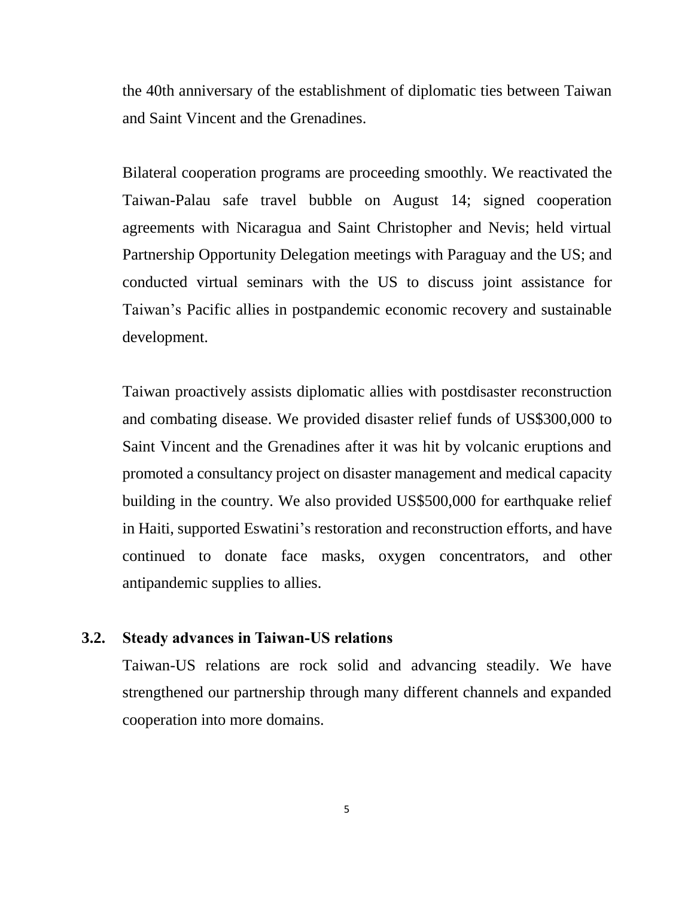the 40th anniversary of the establishment of diplomatic ties between Taiwan and Saint Vincent and the Grenadines.

Bilateral cooperation programs are proceeding smoothly. We reactivated the Taiwan-Palau safe travel bubble on August 14; signed cooperation agreements with Nicaragua and Saint Christopher and Nevis; held virtual Partnership Opportunity Delegation meetings with Paraguay and the US; and conducted virtual seminars with the US to discuss joint assistance for Taiwan's Pacific allies in postpandemic economic recovery and sustainable development.

Taiwan proactively assists diplomatic allies with postdisaster reconstruction and combating disease. We provided disaster relief funds of US$300,000 to Saint Vincent and the Grenadines after it was hit by volcanic eruptions and promoted a consultancy project on disaster management and medical capacity building in the country. We also provided US$500,000 for earthquake relief in Haiti, supported Eswatini's restoration and reconstruction efforts, and have continued to donate face masks, oxygen concentrators, and other antipandemic supplies to allies.

### 3.2. Steady advances in Taiwan-US relations

Taiwan-US relations are rock solid and advancing steadily. We have strengthened our partnership through many different channels and expanded cooperation into more domains.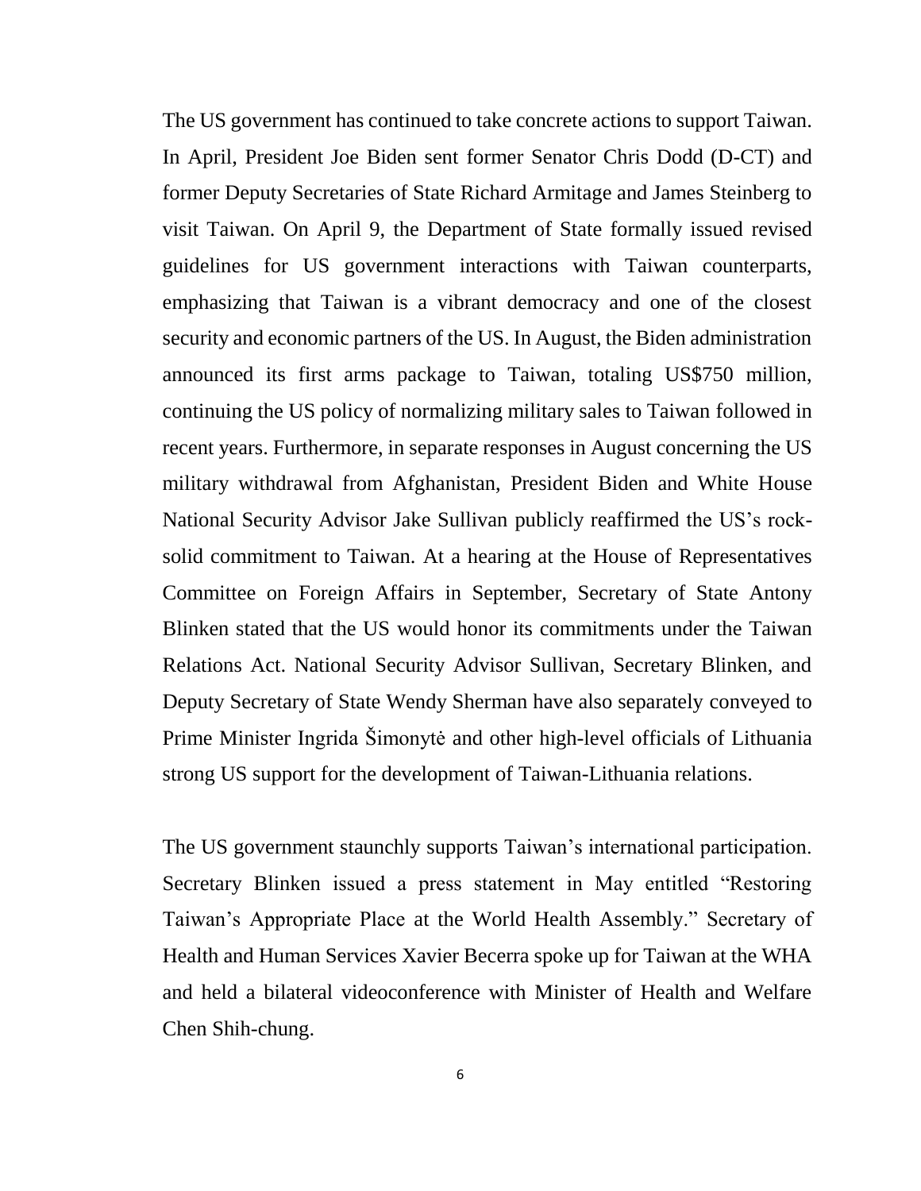The US government has continued to take concrete actions to support Taiwan. In April, President Joe Biden sent former Senator Chris Dodd (D-CT) and former Deputy Secretaries of State Richard Armitage and James Steinberg to visit Taiwan. On April 9, the Department of State formally issued revised guidelines for US government interactions with Taiwan counterparts, emphasizing that Taiwan is a vibrant democracy and one of the closest security and economic partners of the US. In August, the Biden administration announced its first arms package to Taiwan, totaling US$750 million, continuing the US policy of normalizing military sales to Taiwan followed in recent years. Furthermore, in separate responses in August concerning the US military withdrawal from Afghanistan, President Biden and White House National Security Advisor Jake Sullivan publicly reaffirmed the US's rock-solid commitment to Taiwan. At a hearing at the House of Representatives Committee on Foreign Affairs in September, Secretary of State Antony Blinken stated that the US would honor its commitments under the Taiwan Relations Act. National Security Advisor Sullivan, Secretary Blinken, and Deputy Secretary of State Wendy Sherman have also separately conveyed to Prime Minister Ingrida Šimonytė and other high-level officials of Lithuania strong US support for the development of Taiwan-Lithuania relations.

The US government staunchly supports Taiwan's international participation. Secretary Blinken issued a press statement in May entitled "Restoring Taiwan's Appropriate Place at the World Health Assembly." Secretary of Health and Human Services Xavier Becerra spoke up for Taiwan at the WHA and held a bilateral videoconference with Minister of Health and Welfare Chen Shih-chung.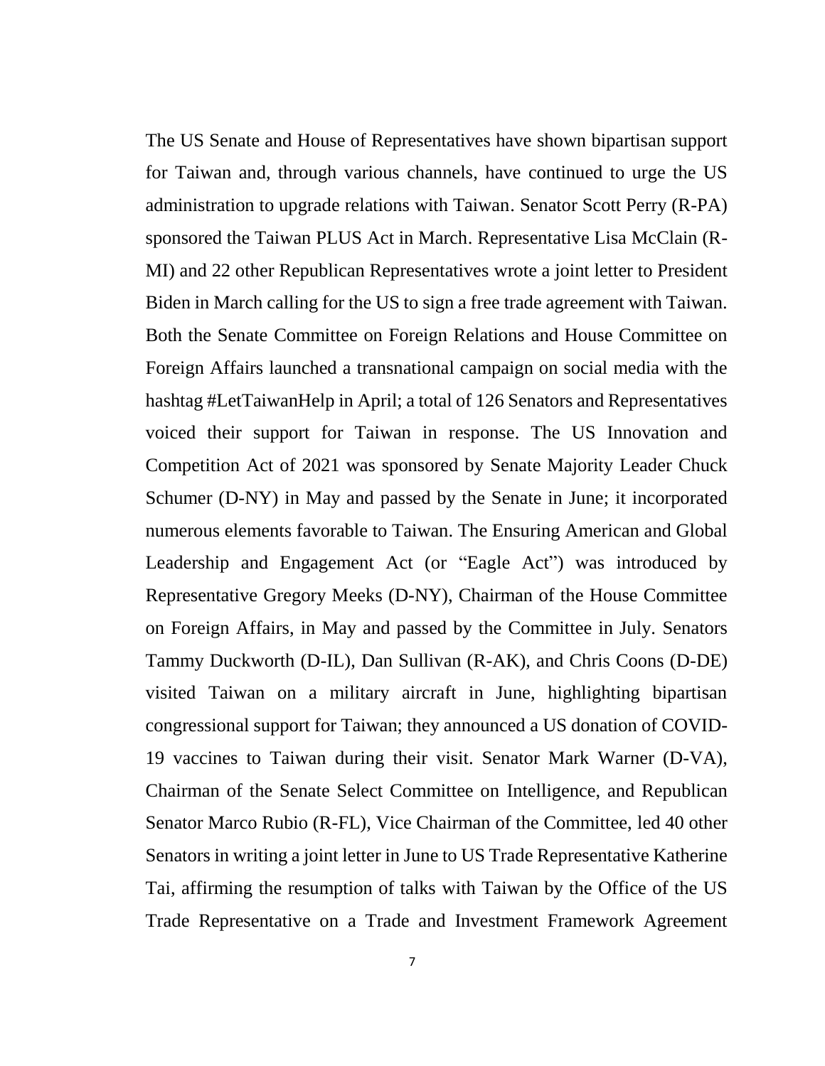The US Senate and House of Representatives have shown bipartisan support for Taiwan and, through various channels, have continued to urge the US administration to upgrade relations with Taiwan. Senator Scott Perry (R-PA) sponsored the Taiwan PLUS Act in March. Representative Lisa McClain (R-MI) and 22 other Republican Representatives wrote a joint letter to President Biden in March calling for the US to sign a free trade agreement with Taiwan. Both the Senate Committee on Foreign Relations and House Committee on Foreign Affairs launched a transnational campaign on social media with the hashtag #LetTaiwanHelp in April; a total of 126 Senators and Representatives voiced their support for Taiwan in response. The US Innovation and Competition Act of 2021 was sponsored by Senate Majority Leader Chuck Schumer (D-NY) in May and passed by the Senate in June; it incorporated numerous elements favorable to Taiwan. The Ensuring American and Global Leadership and Engagement Act (or "Eagle Act") was introduced by Representative Gregory Meeks (D-NY), Chairman of the House Committee on Foreign Affairs, in May and passed by the Committee in July. Senators Tammy Duckworth (D-IL), Dan Sullivan (R-AK), and Chris Coons (D-DE) visited Taiwan on a military aircraft in June, highlighting bipartisan congressional support for Taiwan; they announced a US donation of COVID-19 vaccines to Taiwan during their visit. Senator Mark Warner (D-VA), Chairman of the Senate Select Committee on Intelligence, and Republican Senator Marco Rubio (R-FL), Vice Chairman of the Committee, led 40 other Senators in writing a joint letter in June to US Trade Representative Katherine Tai, affirming the resumption of talks with Taiwan by the Office of the US Trade Representative on a Trade and Investment Framework Agreement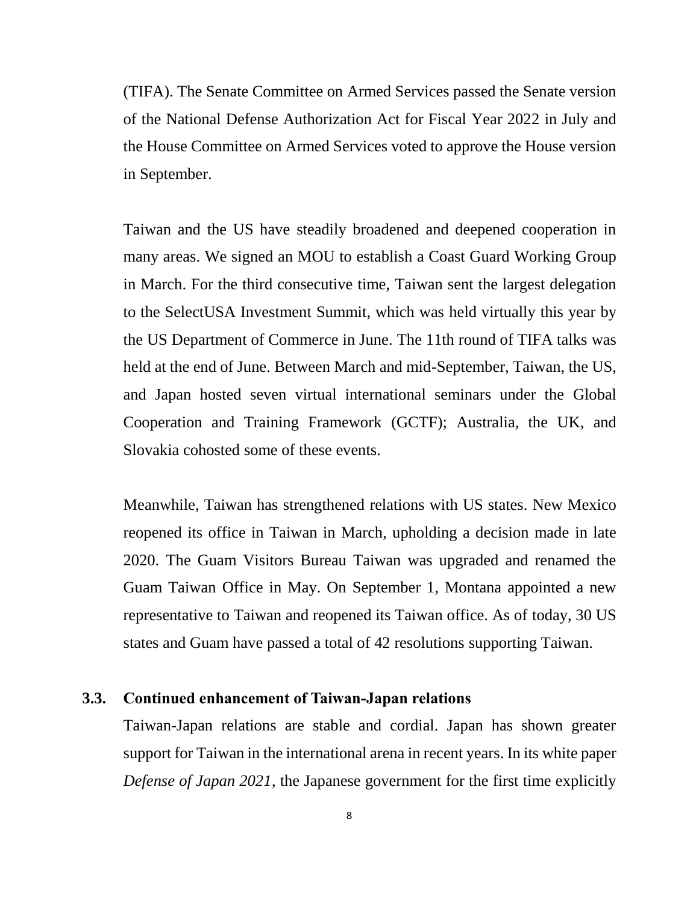(TIFA). The Senate Committee on Armed Services passed the Senate version of the National Defense Authorization Act for Fiscal Year 2022 in July and the House Committee on Armed Services voted to approve the House version in September.

Taiwan and the US have steadily broadened and deepened cooperation in many areas. We signed an MOU to establish a Coast Guard Working Group in March. For the third consecutive time, Taiwan sent the largest delegation to the SelectUSA Investment Summit, which was held virtually this year by the US Department of Commerce in June. The 11th round of TIFA talks was held at the end of June. Between March and mid-September, Taiwan, the US, and Japan hosted seven virtual international seminars under the Global Cooperation and Training Framework (GCTF); Australia, the UK, and Slovakia cohosted some of these events.

Meanwhile, Taiwan has strengthened relations with US states. New Mexico reopened its office in Taiwan in March, upholding a decision made in late 2020. The Guam Visitors Bureau Taiwan was upgraded and renamed the Guam Taiwan Office in May. On September 1, Montana appointed a new representative to Taiwan and reopened its Taiwan office. As of today, 30 US states and Guam have passed a total of 42 resolutions supporting Taiwan.

### 3.3. Continued enhancement of Taiwan-Japan relations

Taiwan-Japan relations are stable and cordial. Japan has shown greater support for Taiwan in the international arena in recent years. In its white paper *Defense of Japan 2021*, the Japanese government for the first time explicitly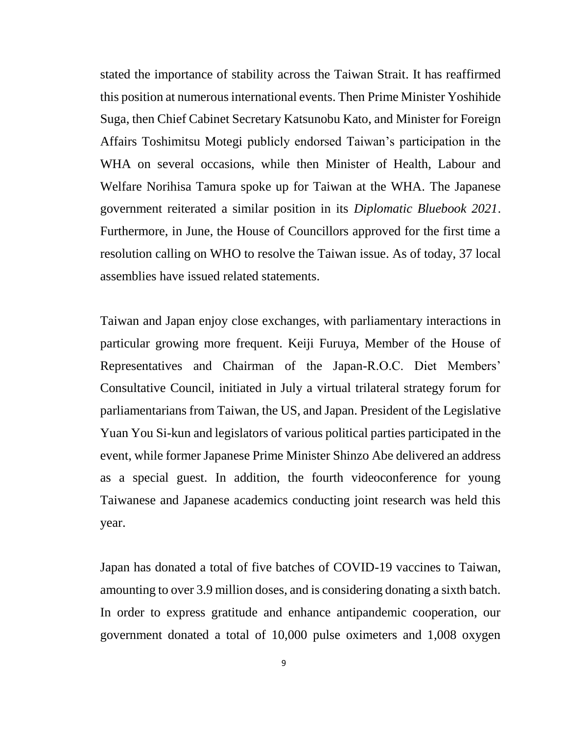stated the importance of stability across the Taiwan Strait. It has reaffirmed this position at numerous international events. Then Prime Minister Yoshihide Suga, then Chief Cabinet Secretary Katsunobu Kato, and Minister for Foreign Affairs Toshimitsu Motegi publicly endorsed Taiwan's participation in the WHA on several occasions, while then Minister of Health, Labour and Welfare Norihisa Tamura spoke up for Taiwan at the WHA. The Japanese government reiterated a similar position in its *Diplomatic Bluebook 2021*. Furthermore, in June, the House of Councillors approved for the first time a resolution calling on WHO to resolve the Taiwan issue. As of today, 37 local assemblies have issued related statements.

Taiwan and Japan enjoy close exchanges, with parliamentary interactions in particular growing more frequent. Keiji Furuya, Member of the House of Representatives and Chairman of the Japan-R.O.C. Diet Members' Consultative Council, initiated in July a virtual trilateral strategy forum for parliamentarians from Taiwan, the US, and Japan. President of the Legislative Yuan You Si-kun and legislators of various political parties participated in the event, while former Japanese Prime Minister Shinzo Abe delivered an address as a special guest. In addition, the fourth videoconference for young Taiwanese and Japanese academics conducting joint research was held this year.

Japan has donated a total of five batches of COVID-19 vaccines to Taiwan, amounting to over 3.9 million doses, and is considering donating a sixth batch. In order to express gratitude and enhance antipandemic cooperation, our government donated a total of 10,000 pulse oximeters and 1,008 oxygen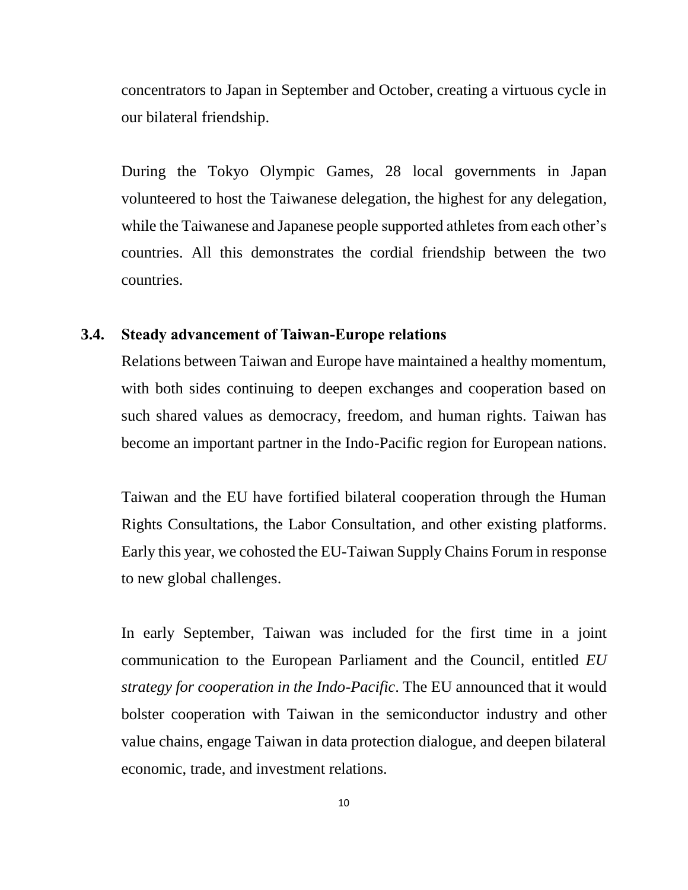concentrators to Japan in September and October, creating a virtuous cycle in our bilateral friendship.

During the Tokyo Olympic Games, 28 local governments in Japan volunteered to host the Taiwanese delegation, the highest for any delegation, while the Taiwanese and Japanese people supported athletes from each other's countries. All this demonstrates the cordial friendship between the two countries.

### 3.4. Steady advancement of Taiwan-Europe relations

Relations between Taiwan and Europe have maintained a healthy momentum, with both sides continuing to deepen exchanges and cooperation based on such shared values as democracy, freedom, and human rights. Taiwan has become an important partner in the Indo-Pacific region for European nations.

Taiwan and the EU have fortified bilateral cooperation through the Human Rights Consultations, the Labor Consultation, and other existing platforms. Early this year, we cohosted the EU-Taiwan Supply Chains Forum in response to new global challenges.

In early September, Taiwan was included for the first time in a joint communication to the European Parliament and the Council, entitled *EU strategy for cooperation in the Indo-Pacific*. The EU announced that it would bolster cooperation with Taiwan in the semiconductor industry and other value chains, engage Taiwan in data protection dialogue, and deepen bilateral economic, trade, and investment relations.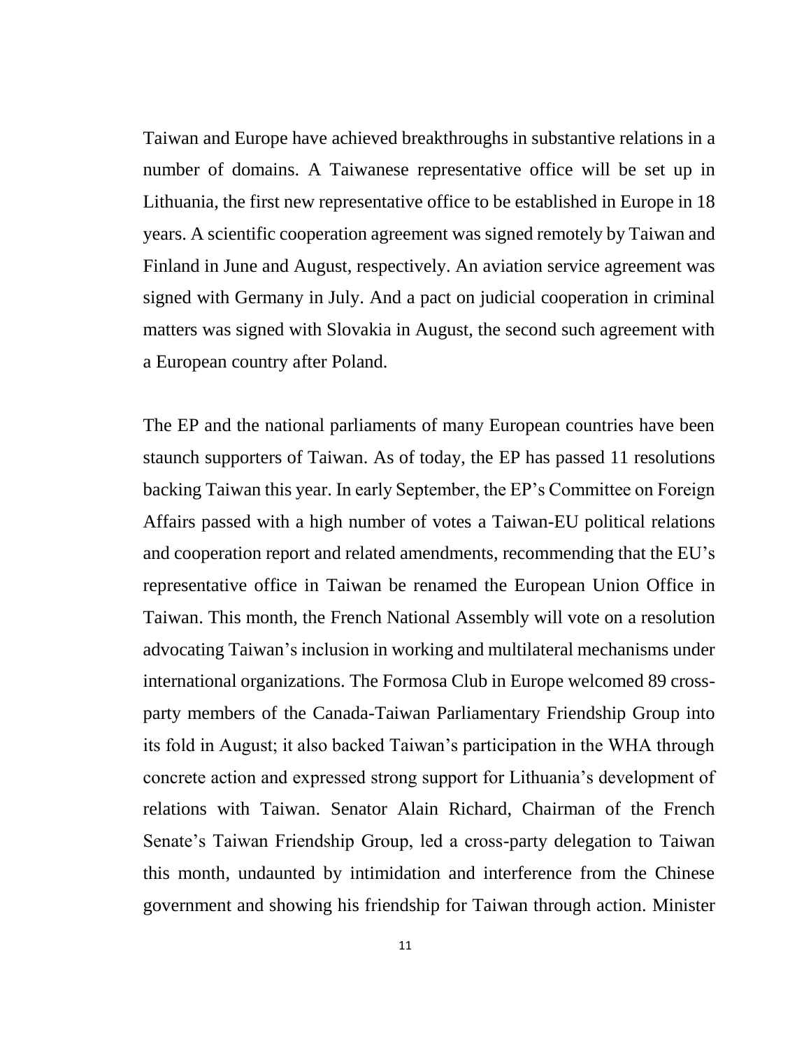Taiwan and Europe have achieved breakthroughs in substantive relations in a number of domains. A Taiwanese representative office will be set up in Lithuania, the first new representative office to be established in Europe in 18 years. A scientific cooperation agreement was signed remotely by Taiwan and Finland in June and August, respectively. An aviation service agreement was signed with Germany in July. And a pact on judicial cooperation in criminal matters was signed with Slovakia in August, the second such agreement with a European country after Poland.

The EP and the national parliaments of many European countries have been staunch supporters of Taiwan. As of today, the EP has passed 11 resolutions backing Taiwan this year. In early September, the EP's Committee on Foreign Affairs passed with a high number of votes a Taiwan-EU political relations and cooperation report and related amendments, recommending that the EU's representative office in Taiwan be renamed the European Union Office in Taiwan. This month, the French National Assembly will vote on a resolution advocating Taiwan's inclusion in working and multilateral mechanisms under international organizations. The Formosa Club in Europe welcomed 89 cross-party members of the Canada-Taiwan Parliamentary Friendship Group into its fold in August; it also backed Taiwan's participation in the WHA through concrete action and expressed strong support for Lithuania's development of relations with Taiwan. Senator Alain Richard, Chairman of the French Senate's Taiwan Friendship Group, led a cross-party delegation to Taiwan this month, undaunted by intimidation and interference from the Chinese government and showing his friendship for Taiwan through action. Minister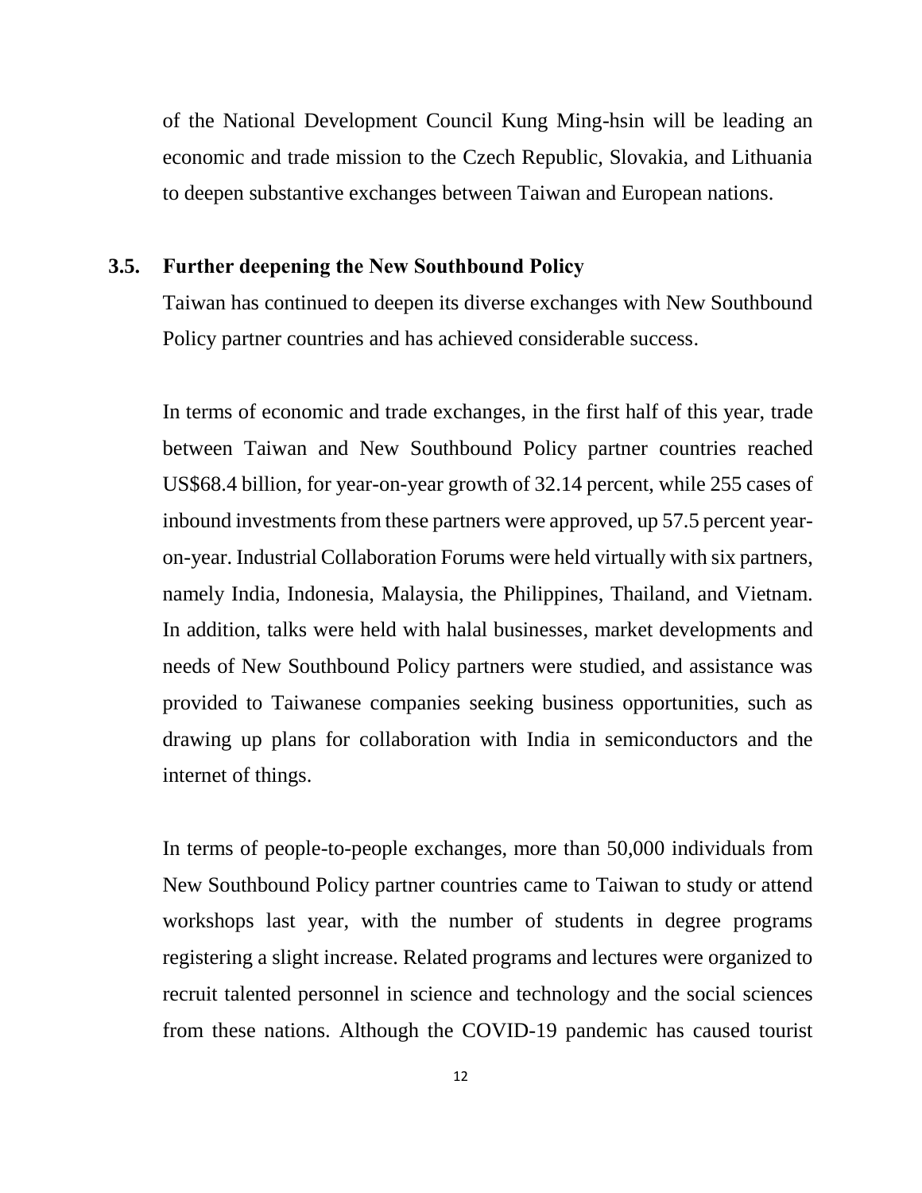of the National Development Council Kung Ming-hsin will be leading an economic and trade mission to the Czech Republic, Slovakia, and Lithuania to deepen substantive exchanges between Taiwan and European nations.

### 3.5. Further deepening the New Southbound Policy

Taiwan has continued to deepen its diverse exchanges with New Southbound Policy partner countries and has achieved considerable success.

In terms of economic and trade exchanges, in the first half of this year, trade between Taiwan and New Southbound Policy partner countries reached US$68.4 billion, for year-on-year growth of 32.14 percent, while 255 cases of inbound investments from these partners were approved, up 57.5 percent year-on-year. Industrial Collaboration Forums were held virtually with six partners, namely India, Indonesia, Malaysia, the Philippines, Thailand, and Vietnam. In addition, talks were held with halal businesses, market developments and needs of New Southbound Policy partners were studied, and assistance was provided to Taiwanese companies seeking business opportunities, such as drawing up plans for collaboration with India in semiconductors and the internet of things.

In terms of people-to-people exchanges, more than 50,000 individuals from New Southbound Policy partner countries came to Taiwan to study or attend workshops last year, with the number of students in degree programs registering a slight increase. Related programs and lectures were organized to recruit talented personnel in science and technology and the social sciences from these nations. Although the COVID-19 pandemic has caused tourist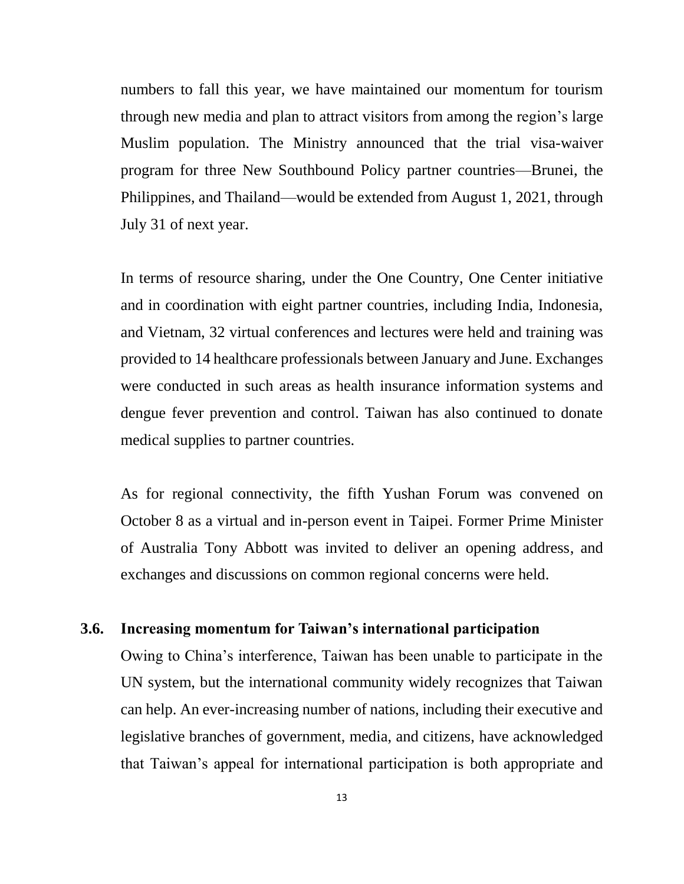numbers to fall this year, we have maintained our momentum for tourism through new media and plan to attract visitors from among the region's large Muslim population. The Ministry announced that the trial visa-waiver program for three New Southbound Policy partner countries—Brunei, the Philippines, and Thailand—would be extended from August 1, 2021, through July 31 of next year.

In terms of resource sharing, under the One Country, One Center initiative and in coordination with eight partner countries, including India, Indonesia, and Vietnam, 32 virtual conferences and lectures were held and training was provided to 14 healthcare professionals between January and June. Exchanges were conducted in such areas as health insurance information systems and dengue fever prevention and control. Taiwan has also continued to donate medical supplies to partner countries.

As for regional connectivity, the fifth Yushan Forum was convened on October 8 as a virtual and in-person event in Taipei. Former Prime Minister of Australia Tony Abbott was invited to deliver an opening address, and exchanges and discussions on common regional concerns were held.

### 3.6. Increasing momentum for Taiwan's international participation

Owing to China's interference, Taiwan has been unable to participate in the UN system, but the international community widely recognizes that Taiwan can help. An ever-increasing number of nations, including their executive and legislative branches of government, media, and citizens, have acknowledged that Taiwan's appeal for international participation is both appropriate and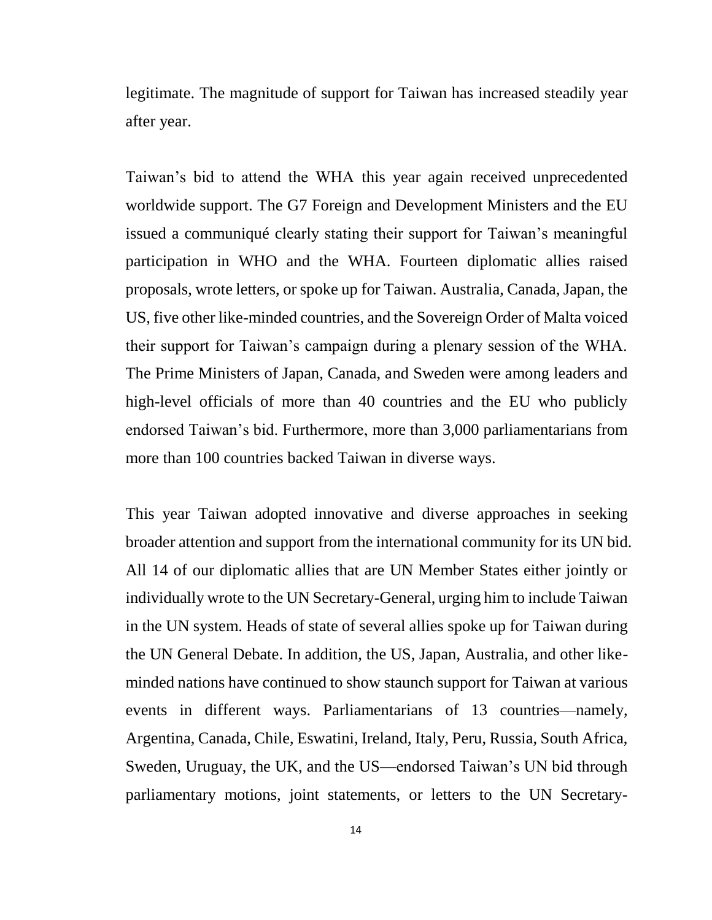legitimate. The magnitude of support for Taiwan has increased steadily year after year.

Taiwan's bid to attend the WHA this year again received unprecedented worldwide support. The G7 Foreign and Development Ministers and the EU issued a communiqué clearly stating their support for Taiwan's meaningful participation in WHO and the WHA. Fourteen diplomatic allies raised proposals, wrote letters, or spoke up for Taiwan. Australia, Canada, Japan, the US, five other like-minded countries, and the Sovereign Order of Malta voiced their support for Taiwan's campaign during a plenary session of the WHA. The Prime Ministers of Japan, Canada, and Sweden were among leaders and high-level officials of more than 40 countries and the EU who publicly endorsed Taiwan's bid. Furthermore, more than 3,000 parliamentarians from more than 100 countries backed Taiwan in diverse ways.

This year Taiwan adopted innovative and diverse approaches in seeking broader attention and support from the international community for its UN bid. All 14 of our diplomatic allies that are UN Member States either jointly or individually wrote to the UN Secretary-General, urging him to include Taiwan in the UN system. Heads of state of several allies spoke up for Taiwan during the UN General Debate. In addition, the US, Japan, Australia, and other like-minded nations have continued to show staunch support for Taiwan at various events in different ways. Parliamentarians of 13 countries—namely, Argentina, Canada, Chile, Eswatini, Ireland, Italy, Peru, Russia, South Africa, Sweden, Uruguay, the UK, and the US—endorsed Taiwan's UN bid through parliamentary motions, joint statements, or letters to the UN Secretary-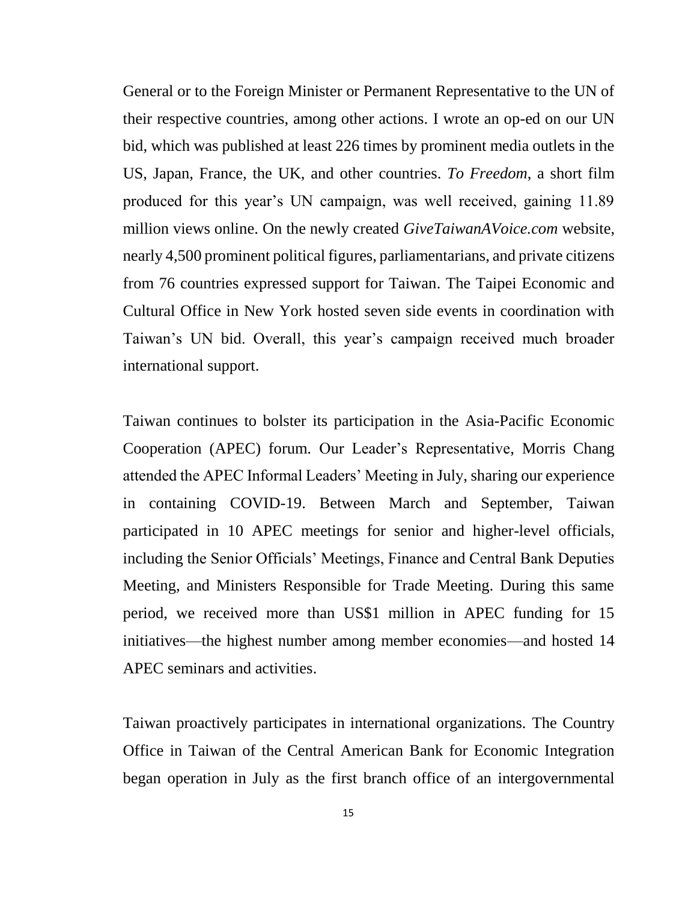General or to the Foreign Minister or Permanent Representative to the UN of their respective countries, among other actions. I wrote an op-ed on our UN bid, which was published at least 226 times by prominent media outlets in the US, Japan, France, the UK, and other countries. *To Freedom*, a short film produced for this year's UN campaign, was well received, gaining 11.89 million views online. On the newly created *GiveTaiwanAVoice.com* website, nearly 4,500 prominent political figures, parliamentarians, and private citizens from 76 countries expressed support for Taiwan. The Taipei Economic and Cultural Office in New York hosted seven side events in coordination with Taiwan's UN bid. Overall, this year's campaign received much broader international support.

Taiwan continues to bolster its participation in the Asia-Pacific Economic Cooperation (APEC) forum. Our Leader's Representative, Morris Chang attended the APEC Informal Leaders' Meeting in July, sharing our experience in containing COVID-19. Between March and September, Taiwan participated in 10 APEC meetings for senior and higher-level officials, including the Senior Officials' Meetings, Finance and Central Bank Deputies Meeting, and Ministers Responsible for Trade Meeting. During this same period, we received more than US$1 million in APEC funding for 15 initiatives—the highest number among member economies—and hosted 14 APEC seminars and activities.

Taiwan proactively participates in international organizations. The Country Office in Taiwan of the Central American Bank for Economic Integration began operation in July as the first branch office of an intergovernmental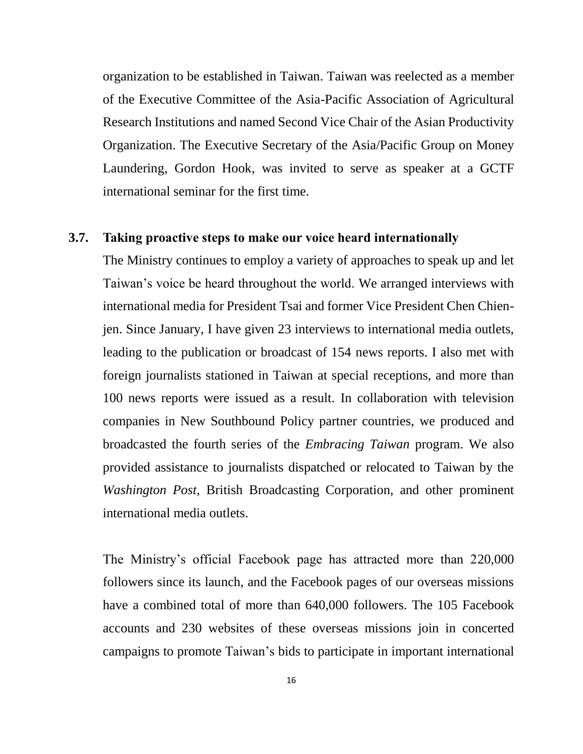organization to be established in Taiwan. Taiwan was reelected as a member of the Executive Committee of the Asia-Pacific Association of Agricultural Research Institutions and named Second Vice Chair of the Asian Productivity Organization. The Executive Secretary of the Asia/Pacific Group on Money Laundering, Gordon Hook, was invited to serve as speaker at a GCTF international seminar for the first time.

### 3.7. Taking proactive steps to make our voice heard internationally

The Ministry continues to employ a variety of approaches to speak up and let Taiwan's voice be heard throughout the world. We arranged interviews with international media for President Tsai and former Vice President Chen Chien-jen. Since January, I have given 23 interviews to international media outlets, leading to the publication or broadcast of 154 news reports. I also met with foreign journalists stationed in Taiwan at special receptions, and more than 100 news reports were issued as a result. In collaboration with television companies in New Southbound Policy partner countries, we produced and broadcasted the fourth series of the *Embracing Taiwan* program. We also provided assistance to journalists dispatched or relocated to Taiwan by the *Washington Post*, British Broadcasting Corporation, and other prominent international media outlets.

The Ministry's official Facebook page has attracted more than 220,000 followers since its launch, and the Facebook pages of our overseas missions have a combined total of more than 640,000 followers. The 105 Facebook accounts and 230 websites of these overseas missions join in concerted campaigns to promote Taiwan's bids to participate in important international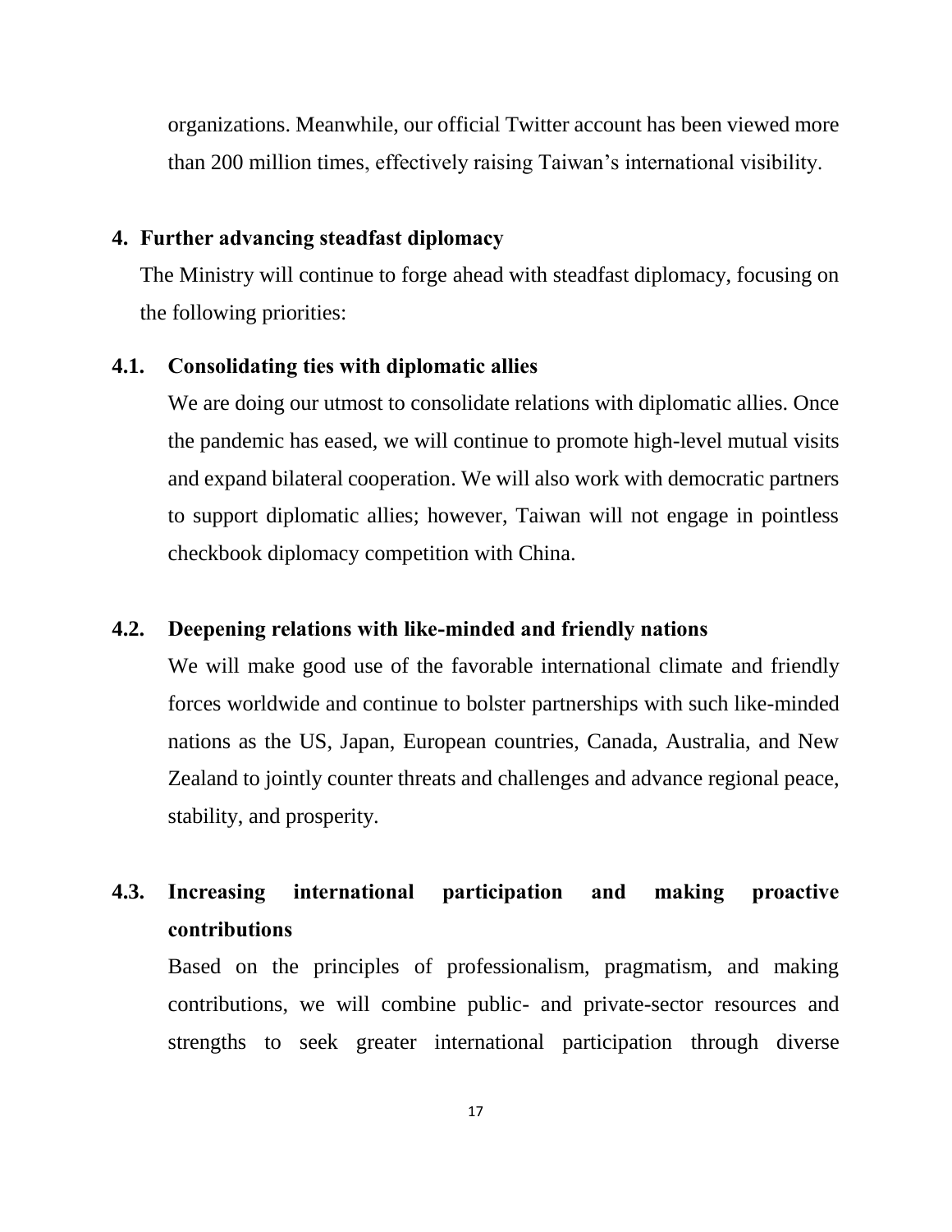organizations. Meanwhile, our official Twitter account has been viewed more than 200 million times, effectively raising Taiwan's international visibility.

## 4. Further advancing steadfast diplomacy

The Ministry will continue to forge ahead with steadfast diplomacy, focusing on the following priorities:

### 4.1. Consolidating ties with diplomatic allies

We are doing our utmost to consolidate relations with diplomatic allies. Once the pandemic has eased, we will continue to promote high-level mutual visits and expand bilateral cooperation. We will also work with democratic partners to support diplomatic allies; however, Taiwan will not engage in pointless checkbook diplomacy competition with China.

### 4.2. Deepening relations with like-minded and friendly nations

We will make good use of the favorable international climate and friendly forces worldwide and continue to bolster partnerships with such like-minded nations as the US, Japan, European countries, Canada, Australia, and New Zealand to jointly counter threats and challenges and advance regional peace, stability, and prosperity.

### 4.3. Increasing international participation and making proactive contributions

Based on the principles of professionalism, pragmatism, and making contributions, we will combine public- and private-sector resources and strengths to seek greater international participation through diverse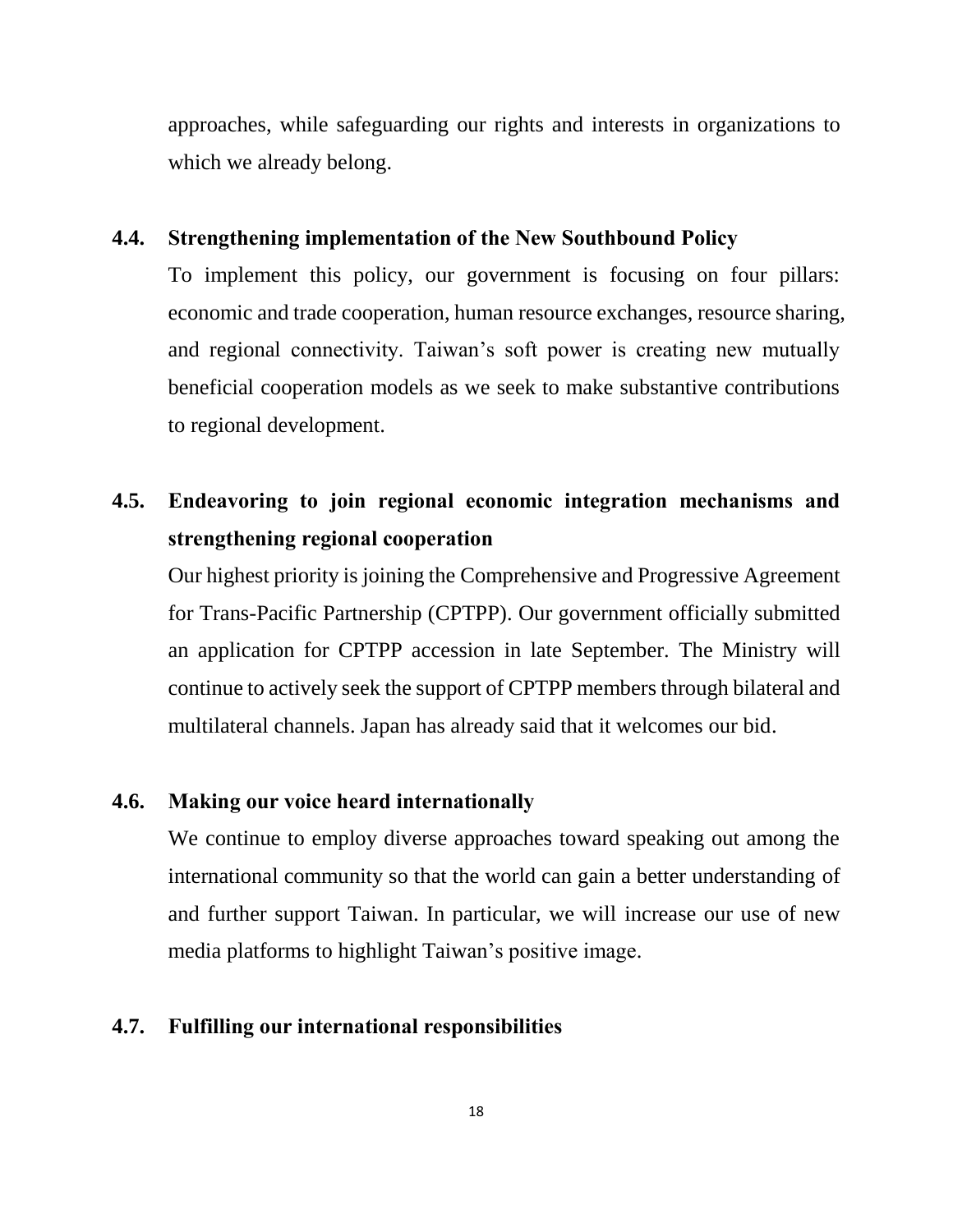approaches, while safeguarding our rights and interests in organizations to which we already belong.

### 4.4. Strengthening implementation of the New Southbound Policy

To implement this policy, our government is focusing on four pillars: economic and trade cooperation, human resource exchanges, resource sharing, and regional connectivity. Taiwan's soft power is creating new mutually beneficial cooperation models as we seek to make substantive contributions to regional development.

### 4.5. Endeavoring to join regional economic integration mechanisms and strengthening regional cooperation

Our highest priority is joining the Comprehensive and Progressive Agreement for Trans-Pacific Partnership (CPTPP). Our government officially submitted an application for CPTPP accession in late September. The Ministry will continue to actively seek the support of CPTPP members through bilateral and multilateral channels. Japan has already said that it welcomes our bid.

### 4.6. Making our voice heard internationally

We continue to employ diverse approaches toward speaking out among the international community so that the world can gain a better understanding of and further support Taiwan. In particular, we will increase our use of new media platforms to highlight Taiwan's positive image.

### 4.7. Fulfilling our international responsibilities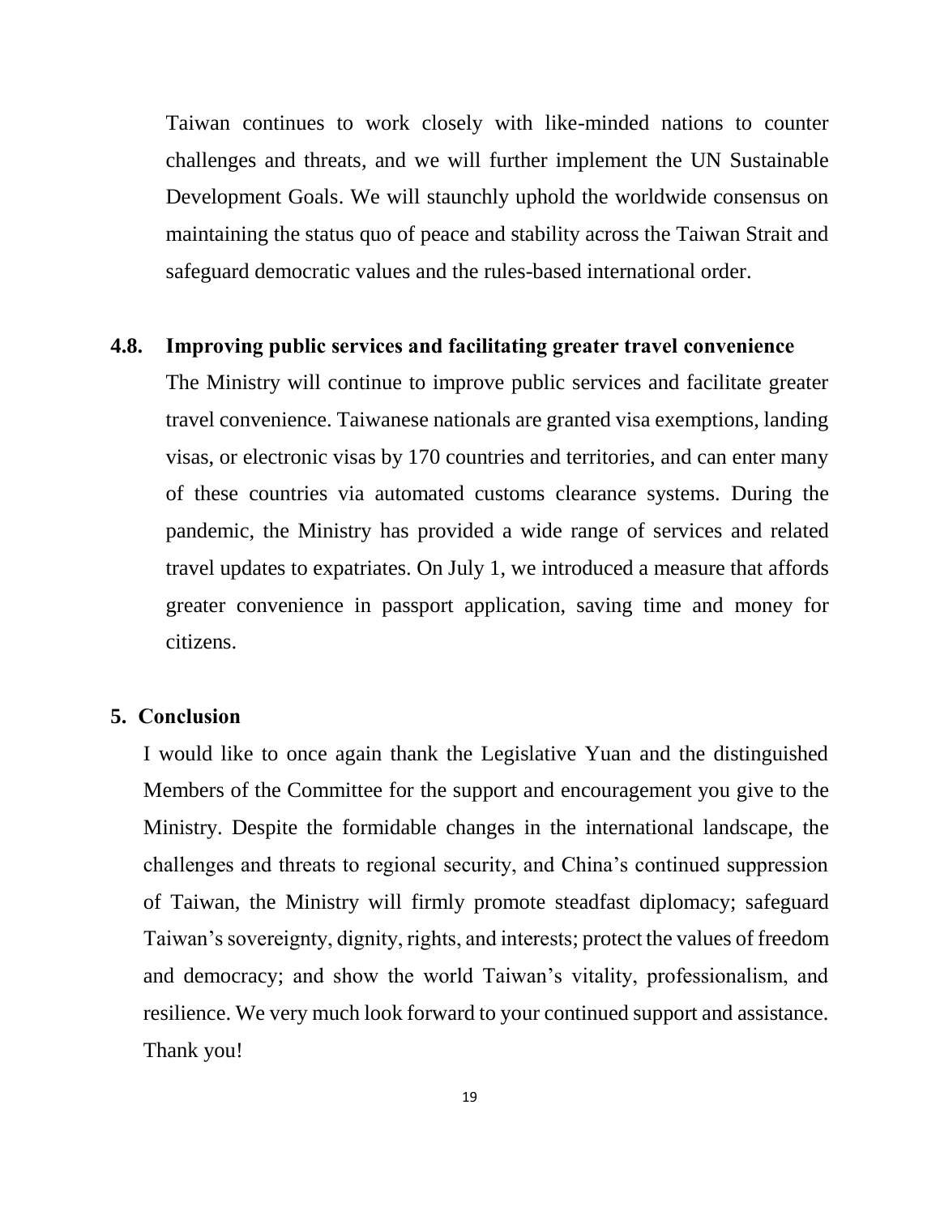Taiwan continues to work closely with like-minded nations to counter challenges and threats, and we will further implement the UN Sustainable Development Goals. We will staunchly uphold the worldwide consensus on maintaining the status quo of peace and stability across the Taiwan Strait and safeguard democratic values and the rules-based international order.

### 4.8. Improving public services and facilitating greater travel convenience

The Ministry will continue to improve public services and facilitate greater travel convenience. Taiwanese nationals are granted visa exemptions, landing visas, or electronic visas by 170 countries and territories, and can enter many of these countries via automated customs clearance systems. During the pandemic, the Ministry has provided a wide range of services and related travel updates to expatriates. On July 1, we introduced a measure that affords greater convenience in passport application, saving time and money for citizens.

## 5. Conclusion

I would like to once again thank the Legislative Yuan and the distinguished Members of the Committee for the support and encouragement you give to the Ministry. Despite the formidable changes in the international landscape, the challenges and threats to regional security, and China's continued suppression of Taiwan, the Ministry will firmly promote steadfast diplomacy; safeguard Taiwan's sovereignty, dignity, rights, and interests; protect the values of freedom and democracy; and show the world Taiwan's vitality, professionalism, and resilience. We very much look forward to your continued support and assistance. Thank you!